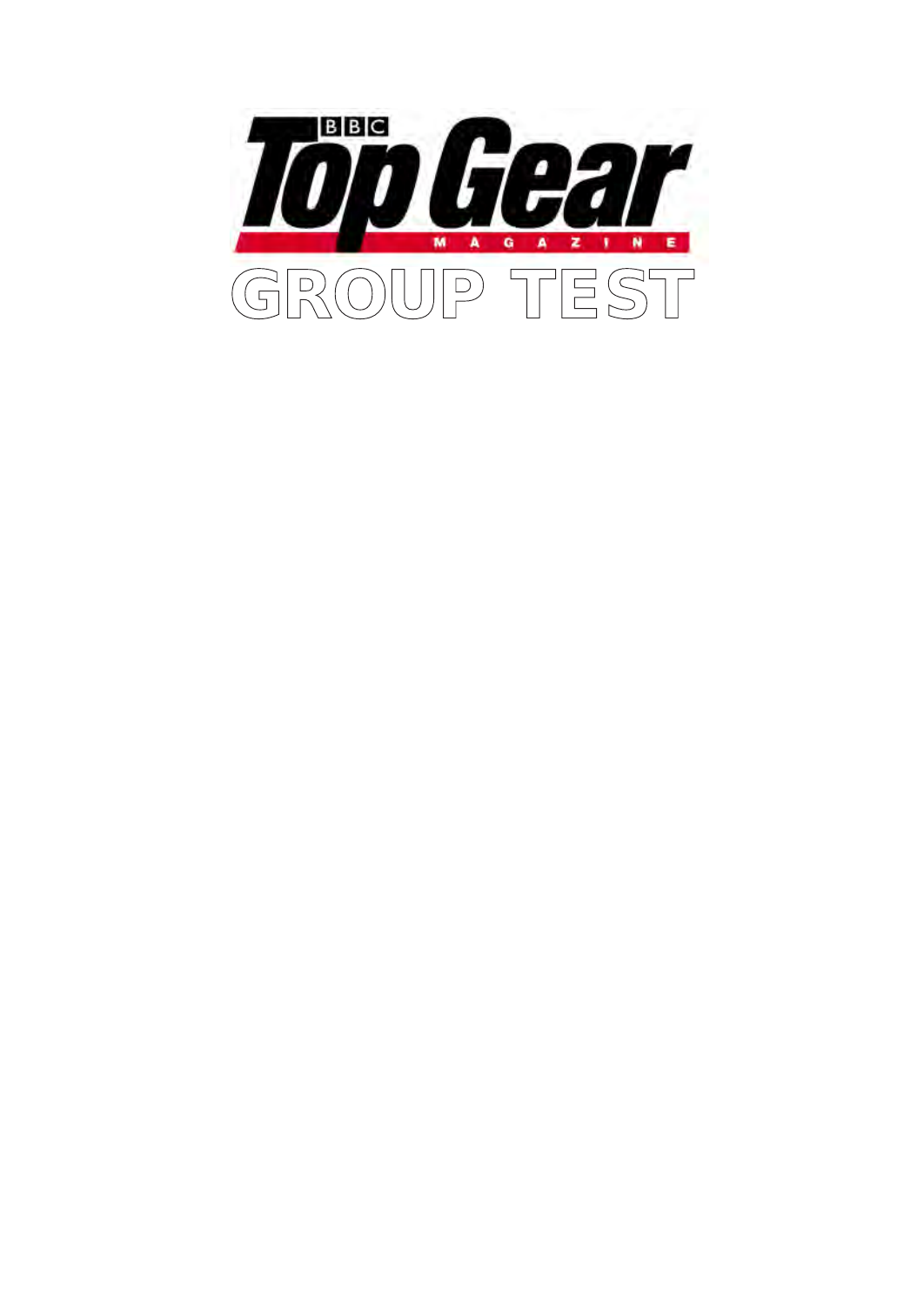BBC

# Top Gear

MAGAZINE

# GROUP TEST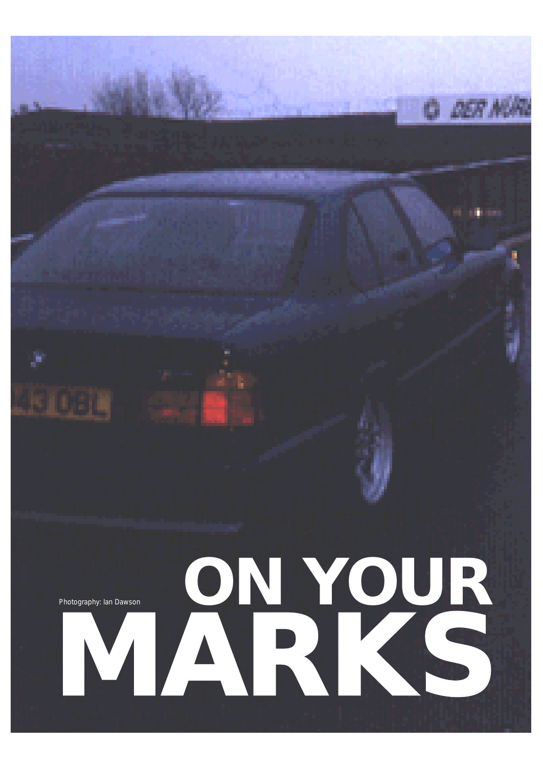# ON YOUR MARKS

Photography: Ian Dawson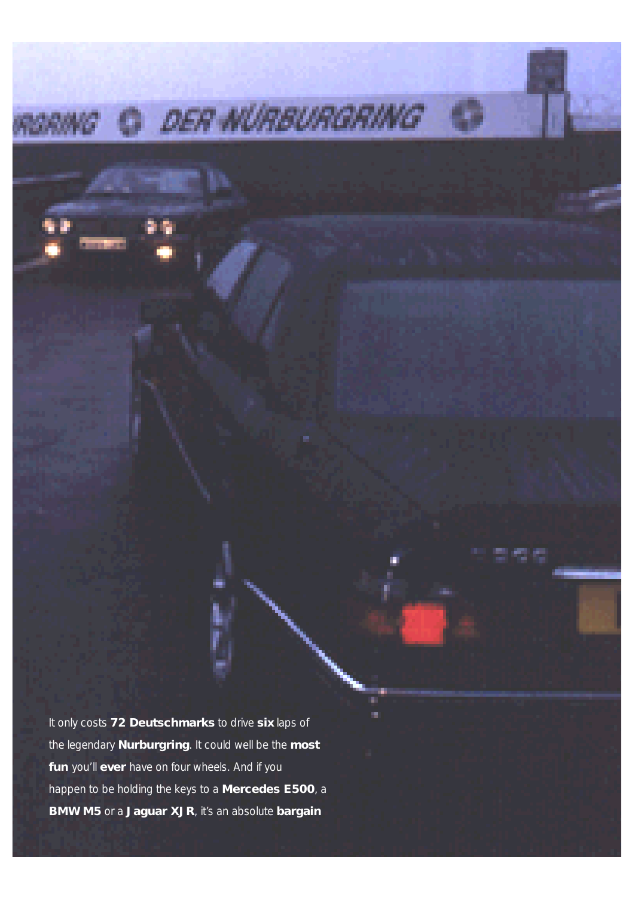It only costs **72 Deutschmarks** to drive **six** laps of the legendary **Nurburgring**. It could well be the **most fun** you'll **ever** have on four wheels. And if you happen to be holding the keys to a **Mercedes E500**, a **BMW M5** or a **Jaguar XJR**, it's an absolute **bargain**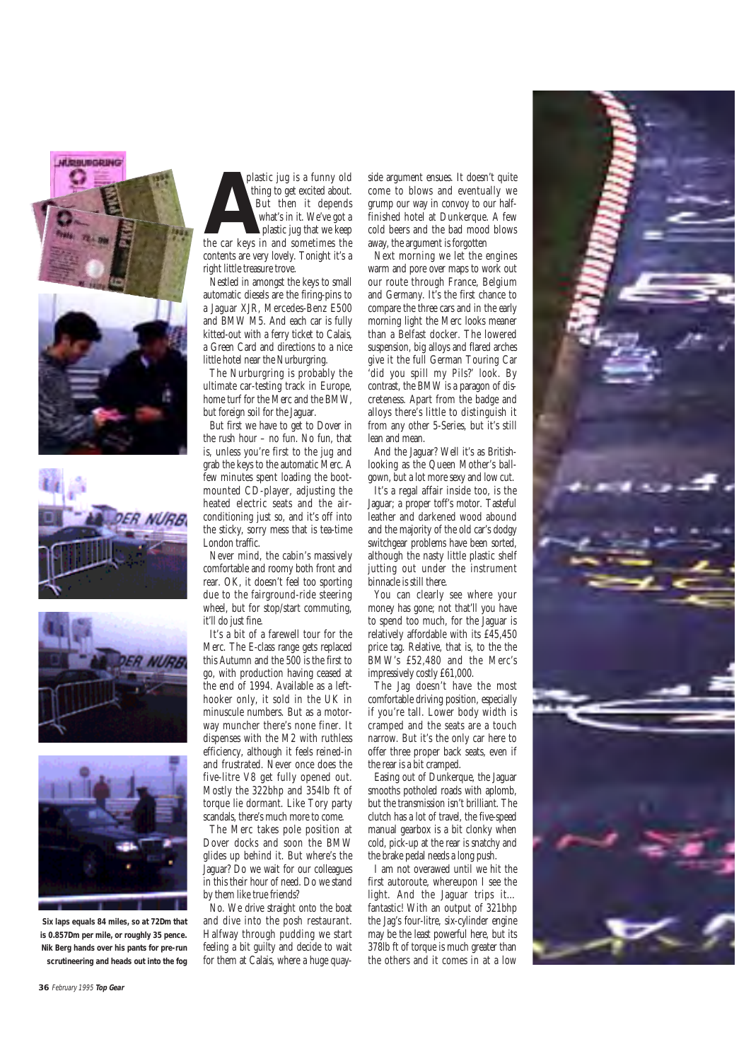Six laps equals 84 miles, so at 72Dm that is 0.857Dm per mile, or roughly 35 pence. Nik Berg hands over his pants for pre-run scrutineering and heads out into the fog

A plastic jug is a funny old thing to get excited about. But then it depends what's in it. We've got a plastic jug that we keep the car keys in and sometimes the contents are very lovely. Tonight it's a right little treasure trove.

Nestled in amongst the keys to small automatic diesels are the firing-pins to a Jaguar XJR, Mercedes-Benz E500 and BMW M5. And each car is fully kitted-out with a ferry ticket to Calais, a Green Card and directions to a nice little hotel near the Nurburgring.

The Nurburgring is probably the ultimate car-testing track in Europe, home turf for the Merc and the BMW, but foreign soil for the Jaguar.

But first we have to get to Dover in the rush hour – no fun. No fun, that is, unless you're first to the jug and grab the keys to the automatic Merc. A few minutes spent loading the boot-mounted CD-player, adjusting the heated electric seats and the air-conditioning just so, and it's off into the sticky, sorry mess that is tea-time London traffic.

Never mind, the cabin's massively comfortable and roomy both front and rear. OK, it doesn't feel too sporting due to the fairground-ride steering wheel, but for stop/start commuting, it'll do just fine.

It's a bit of a farewell tour for the Merc. The E-class range gets replaced this Autumn and the 500 is the first to go, with production having ceased at the end of 1994. Available as a left-hooker only, it sold in the UK in minuscule numbers. But as a motorway muncher there's none finer. It dispenses with the M2 with ruthless efficiency, although it feels reined-in and frustrated. Never once does the five-litre V8 get fully opened out. Mostly the 322bhp and 354lb ft of torque lie dormant. Like Tory party scandals, there's much more to come.

The Merc takes pole position at Dover docks and soon the BMW glides up behind it. But where's the Jaguar? Do we wait for our colleagues in this their hour of need. Do we stand by them like true friends?

No. We drive straight onto the boat and dive into the posh restaurant. Halfway through pudding we start feeling a bit guilty and decide to wait for them at Calais, where a huge quay-side argument ensues. It doesn't quite come to blows and eventually we grump our way in convoy to our half-finished hotel at Dunkerque. A few cold beers and the bad mood blows away, the argument is forgotten

Next morning we let the engines warm and pore over maps to work out our route through France, Belgium and Germany. It's the first chance to compare the three cars and in the early morning light the Merc looks meaner than a Belfast docker. The lowered suspension, big alloys and flared arches give it the full German Touring Car 'did you spill my Pils?' look. By contrast, the BMW is a paragon of discreteness. Apart from the badge and alloys there's little to distinguish it from any other 5-Series, but it's still lean and mean.

And the Jaguar? Well it's as British-looking as the Queen Mother's ball-gown, but a lot more sexy and low cut.

It's a regal affair inside too, is the Jaguar; a proper toff's motor. Tasteful leather and darkened wood abound and the majority of the old car's dodgy switchgear problems have been sorted, although the nasty little plastic shelf jutting out under the instrument binnacle is still there.

You can clearly see where your money has gone; not that'll you have to spend too much, for the Jaguar is relatively affordable with its £45,450 price tag. Relative, that is, to the the BMW's £52,480 and the Merc's impressively costly £61,000.

The Jag doesn't have the most comfortable driving position, especially if you're tall. Lower body width is cramped and the seats are a touch narrow. But it's the only car here to offer three proper back seats, even if the rear is a bit cramped.

Easing out of Dunkerque, the Jaguar smooths potholed roads with aplomb, but the transmission isn't brilliant. The clutch has a lot of travel, the five-speed manual gearbox is a bit clonky when cold, pick-up at the rear is snatchy and the brake pedal needs a long push.

I am not overawed until we hit the first autoroute, whereupon I see the light. And the Jaguar trips it... fantastic! With an output of 321bhp the Jag's four-litre, six-cylinder engine may be the least powerful here, but its 378lb ft of torque is much greater than the others and it comes in at a low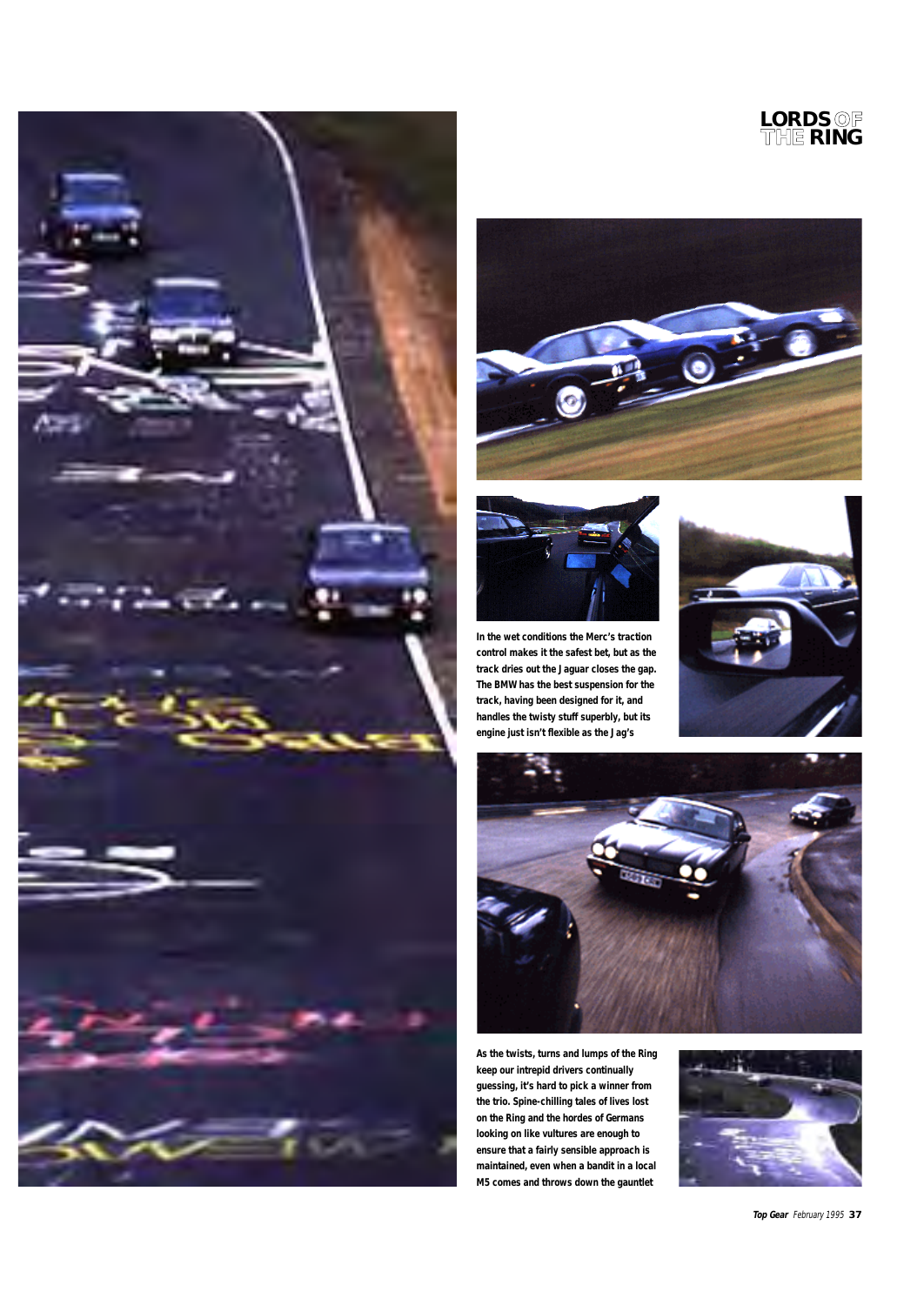In the wet conditions the Merc's traction control makes it the safest bet, but as the track dries out the Jaguar closes the gap. The BMW has the best suspension for the track, having been designed for it, and handles the twisty stuff superbly, but its engine just isn't flexible as the Jag's

As the twists, turns and lumps of the Ring keep our intrepid drivers continually guessing, it's hard to pick a winner from the trio. Spine-chilling tales of lives lost on the Ring and the hordes of Germans looking on like vultures are enough to ensure that a fairly sensible approach is maintained, even when a bandit in a local M5 comes and throws down the gauntlet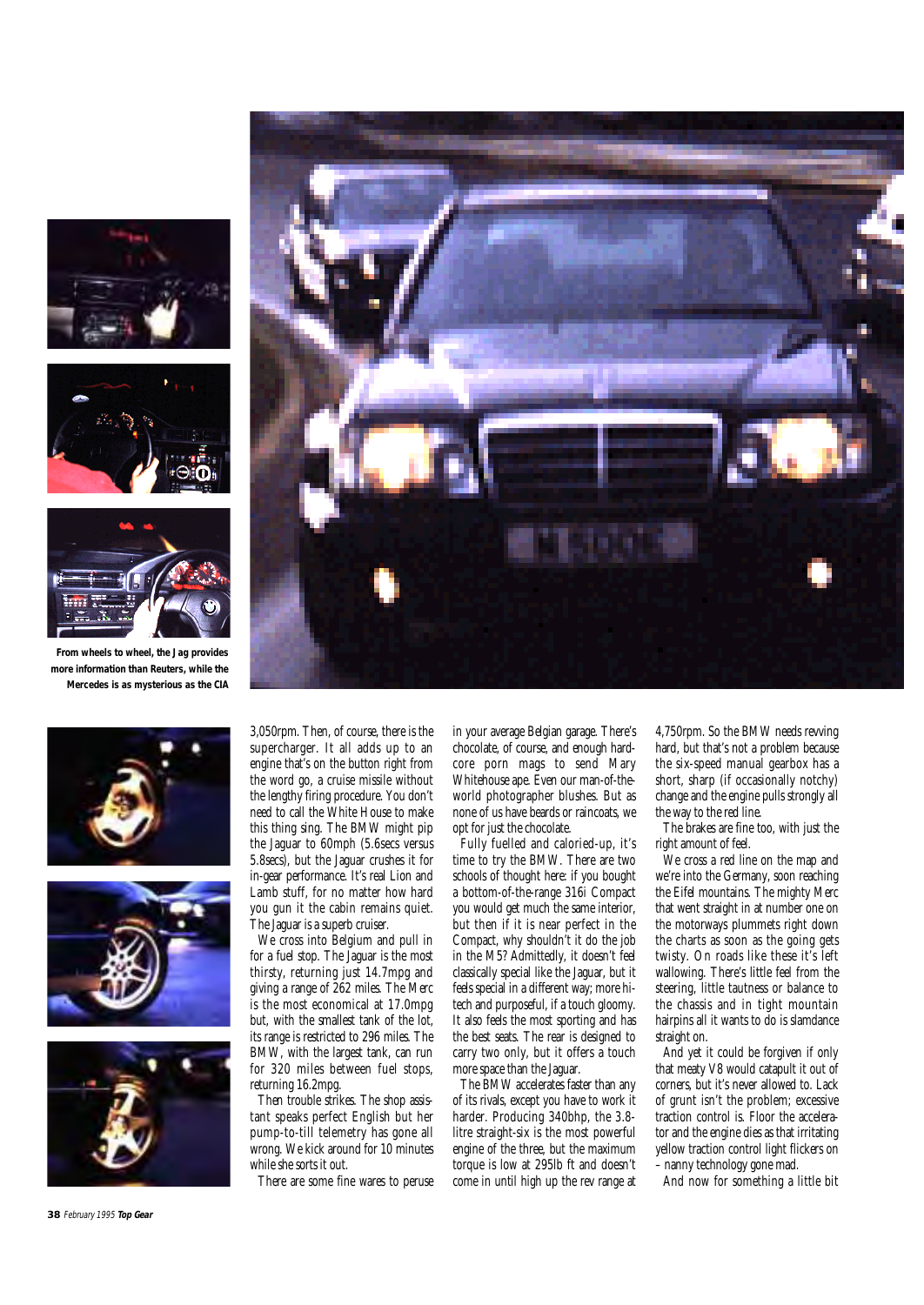From wheels to wheel, the Jag provides more information than Reuters, while the Mercedes is as mysterious as the CIA

3,050rpm. Then, of course, there is the supercharger. It all adds up to an engine that's on the button right from the word go, a cruise missile without the lengthy firing procedure. You don't need to call the White House to make this thing sing. The BMW might pip the Jaguar to 60mph (5.6secs versus 5.8secs), but the Jaguar crushes it for in-gear performance. It's real Lion and Lamb stuff, for no matter how hard you gun it the cabin remains quiet. The Jaguar is a superb cruiser.

We cross into Belgium and pull in for a fuel stop. The Jaguar is the most thirsty, returning just 14.7mpg and giving a range of 262 miles. The Merc is the most economical at 17.0mpg but, with the smallest tank of the lot, its range is restricted to 296 miles. The BMW, with the largest tank, can run for 320 miles between fuel stops, returning 16.2mpg.

Then trouble strikes. The shop assistant speaks perfect English but her pump-to-till telemetry has gone all wrong. We kick around for 10 minutes while she sorts it out.

There are some fine wares to peruse in your average Belgian garage. There's chocolate, of course, and enough hard-core porn mags to send Mary Whitehouse ape. Even our man-of-the-world photographer blushes. But as none of us have beards or raincoats, we opt for just the chocolate.

Fully fuelled and caloried-up, it's time to try the BMW. There are two schools of thought here: if you bought a bottom-of-the-range 316i Compact you would get much the same interior, but then if it is near perfect in the Compact, why shouldn't it do the job in the M5? Admittedly, it doesn't feel classically special like the Jaguar, but it feels special in a different way; more hi-tech and purposeful, if a touch gloomy. It also feels the most sporting and has the best seats. The rear is designed to carry two only, but it offers a touch more space than the Jaguar.

The BMW accelerates faster than any of its rivals, except you have to work it harder. Producing 340bhp, the 3.8-litre straight-six is the most powerful engine of the three, but the maximum torque is low at 295lb ft and doesn't come in until high up the rev range at 4,750rpm. So the BMW needs revving hard, but that's not a problem because the six-speed manual gearbox has a short, sharp (if occasionally notchy) change and the engine pulls strongly all the way to the red line.

The brakes are fine too, with just the right amount of feel.

We cross a red line on the map and we're into the Germany, soon reaching the Eifel mountains. The mighty Merc that went straight in at number one on the motorways plummets right down the charts as soon as the going gets twisty. On roads like these it's left wallowing. There's little feel from the steering, little tautness or balance to the chassis and in tight mountain hairpins all it wants to do is slamdance straight on.

And yet it could be forgiven if only that meaty V8 would catapult it out of corners, but it's never allowed to. Lack of grunt isn't the problem; excessive traction control is. Floor the accelerator and the engine dies as that irritating yellow traction control light flickers on – nanny technology gone mad.

And now for something a little bit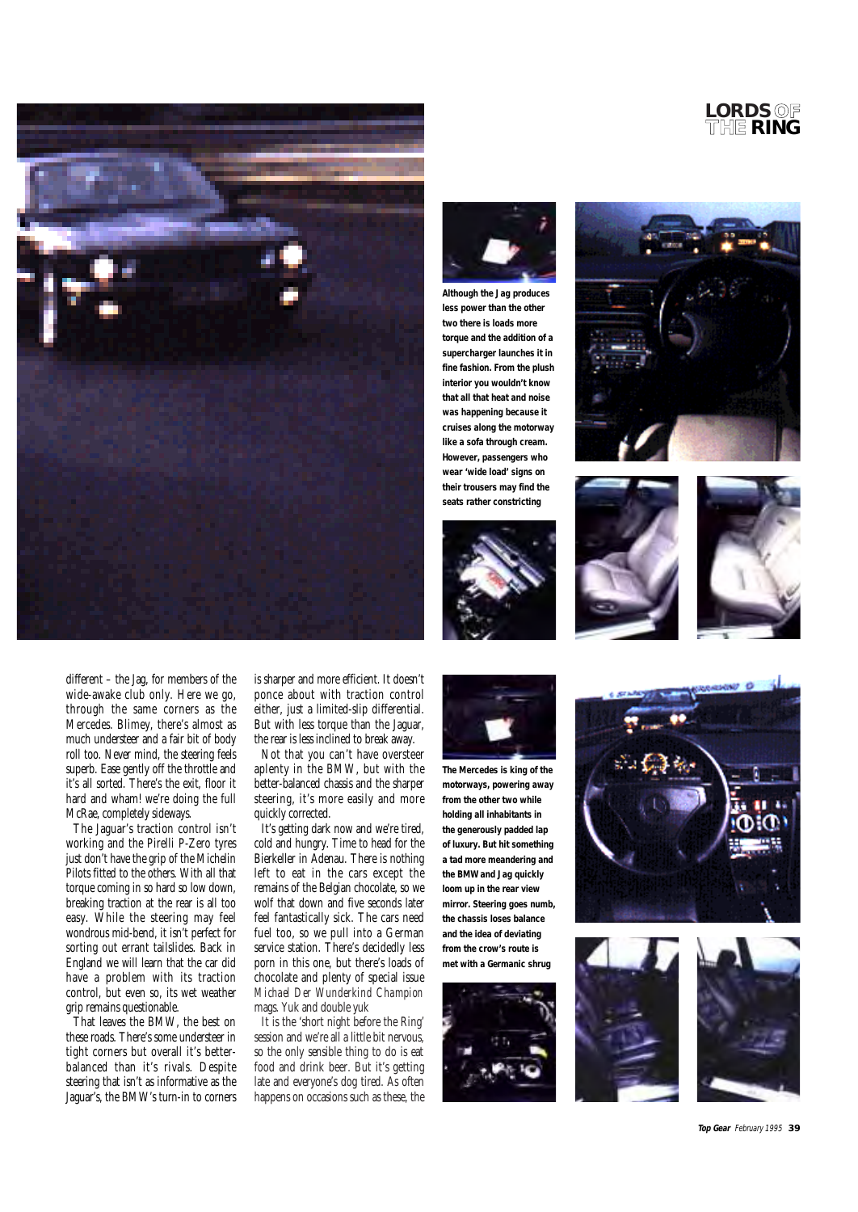Although the Jag produces less power than the other two there is loads more torque and the addition of a supercharger launches it in fine fashion. From the plush interior you wouldn't know that all that heat and noise was happening because it cruises along the motorway like a sofa through cream. However, passengers who wear 'wide load' signs on their trousers may find the seats rather constricting

different – the Jag, for members of the wide-awake club only. Here we go, through the same corners as the Mercedes. Blimey, there's almost as much understeer and a fair bit of body roll too. Never mind, the steering feels superb. Ease gently off the throttle and it's all sorted. There's the exit, floor it hard and wham! we're doing the full McRae, completely sideways.

The Jaguar's traction control isn't working and the Pirelli P-Zero tyres just don't have the grip of the Michelin Pilots fitted to the others. With all that torque coming in so hard so low down, breaking traction at the rear is all too easy. While the steering may feel wondrous mid-bend, it isn't perfect for sorting out errant tailslides. Back in England we will learn that the car did have a problem with its traction control, but even so, its wet weather grip remains questionable.

That leaves the BMW, the best on these roads. There's some understeer in tight corners but overall it's better-balanced than it's rivals. Despite steering that isn't as informative as the Jaguar's, the BMW's turn-in to corners is sharper and more efficient. It doesn't ponce about with traction control either, just a limited-slip differential. But with less torque than the Jaguar, the rear is less inclined to break away.

Not that you can't have oversteer aplenty in the BMW, but with the better-balanced chassis and the sharper steering, it's more easily and more quickly corrected.

It's getting dark now and we're tired, cold and hungry. Time to head for the Bierkeller in Adenau. There is nothing left to eat in the cars except the remains of the Belgian chocolate, so we wolf that down and five seconds later feel fantastically sick. The cars need fuel too, so we pull into a German service station. There's decidedly less porn in this one, but there's loads of chocolate and plenty of special issue *Michael Der Wunderkind Champion* mags. Yuk and double yuk

It is the 'short night before the Ring' session and we're all a little bit nervous, so the only sensible thing to do is eat food and drink beer. But it's getting late and everyone's dog tired. As often happens on occasions such as these, the

The Mercedes is king of the motorways, powering away from the other two while holding all inhabitants in the generously padded lap of luxury. But hit something a tad more meandering and the BMW and Jag quickly loom up in the rear view mirror. Steering goes numb, the chassis loses balance and the idea of deviating from the crow's route is met with a Germanic shrug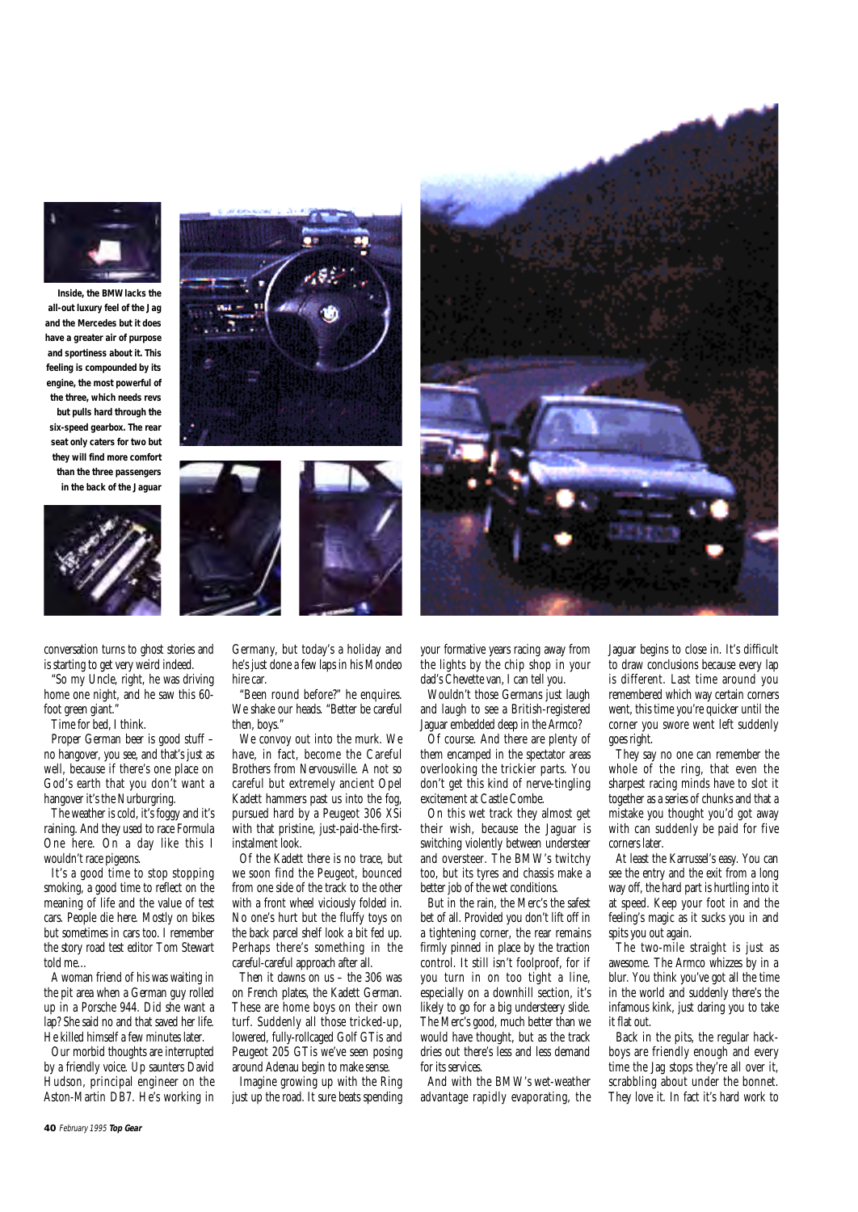Inside, the BMW lacks the all-out luxury feel of the Jag and the Mercedes but it does have a greater air of purpose and sportiness about it. This feeling is compounded by its engine, the most powerful of the three, which needs revs but pulls hard through the six-speed gearbox. The rear seat only caters for two but they will find more comfort than the three passengers in the back of the Jaguar

conversation turns to ghost stories and is starting to get very weird indeed.

"So my Uncle, right, he was driving home one night, and he saw this 60-foot green giant."

Time for bed, I think.

Proper German beer is good stuff – no hangover, you see, and that's just as well, because if there's one place on God's earth that you don't want a hangover it's the Nurburgring.

The weather is cold, it's foggy and it's raining. And they used to race Formula One here. On a day like this I wouldn't race pigeons.

It's a good time to stop stopping smoking, a good time to reflect on the meaning of life and the value of test cars. People die here. Mostly on bikes but sometimes in cars too. I remember the story road test editor Tom Stewart told me...

A woman friend of his was waiting in the pit area when a German guy rolled up in a Porsche 944. Did she want a lap? She said no and that saved her life. He killed himself a few minutes later.

Our morbid thoughts are interrupted by a friendly voice. Up saunters David Hudson, principal engineer on the Aston-Martin DB7. He's working in Germany, but today's a holiday and he's just done a few laps in his Mondeo hire car.

"Been round before?" he enquires. We shake our heads. "Better be careful then, boys."

We convoy out into the murk. We have, in fact, become the Careful Brothers from Nervousville. A not so careful but extremely ancient Opel Kadett hammers past us into the fog, pursued hard by a Peugeot 306 XSi with that pristine, just-paid-the-first-instalment look.

Of the Kadett there is no trace, but we soon find the Peugeot, bounced from one side of the track to the other with a front wheel viciously folded in. No one's hurt but the fluffy toys on the back parcel shelf look a bit fed up. Perhaps there's something in the careful-careful approach after all.

Then it dawns on us – the 306 was on French plates, the Kadett German. These are home boys on their own turf. Suddenly all those tricked-up, lowered, fully-rollcaged Golf GTis and Peugeot 205 GTis we've seen posing around Adenau begin to make sense.

Imagine growing up with the Ring just up the road. It sure beats spending your formative years racing away from the lights by the chip shop in your dad's Chevette van, I can tell you.

Wouldn't those Germans just laugh and laugh to see a British-registered Jaguar embedded deep in the Armco?

Of course. And there are plenty of them encamped in the spectator areas overlooking the trickier parts. You don't get this kind of nerve-tingling excitement at Castle Combe.

On this wet track they almost get their wish, because the Jaguar is switching violently between understeer and oversteer. The BMW's twitchy too, but its tyres and chassis make a better job of the wet conditions.

But in the rain, the Merc's the safest bet of all. Provided you don't lift off in a tightening corner, the rear remains firmly pinned in place by the traction control. It still isn't foolproof, for if you turn in on too tight a line, especially on a downhill section, it's likely to go for a big understeery slide. The Merc's good, much better than we would have thought, but as the track dries out there's less and less demand for its services.

And with the BMW's wet-weather advantage rapidly evaporating, the Jaguar begins to close in. It's difficult to draw conclusions because every lap is different. Last time around you remembered which way certain corners went, this time you're quicker until the corner you swore went left suddenly goes right.

They say no one can remember the whole of the ring, that even the sharpest racing minds have to slot it together as a series of chunks and that a mistake you thought you'd got away with can suddenly be paid for five corners later.

At least the Karrussel's easy. You can see the entry and the exit from a long way off, the hard part is hurtling into it at speed. Keep your foot in and the feeling's magic as it sucks you in and spits you out again.

The two-mile straight is just as awesome. The Armco whizzes by in a blur. You think you've got all the time in the world and suddenly there's the infamous kink, just daring you to take it flat out.

Back in the pits, the regular hack-boys are friendly enough and every time the Jag stops they're all over it, scrabbling about under the bonnet. They love it. In fact it's hard work to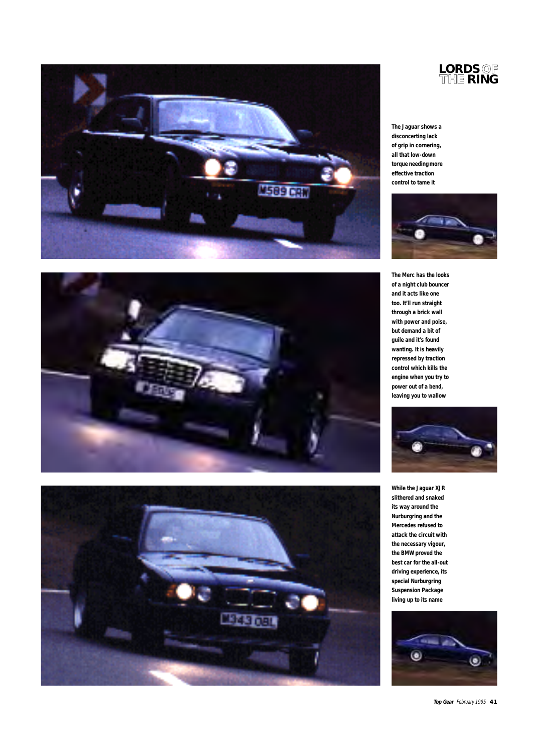The Jaguar shows a disconcerting lack of grip in cornering, all that low-down torque needing more effective traction control to tame it

The Merc has the looks of a night club bouncer and it acts like one too. It'll run straight through a brick wall with power and poise, but demand a bit of guile and it's found wanting. It is heavily repressed by traction control which kills the engine when you try to power out of a bend, leaving you to wallow

While the Jaguar XJR slithered and snaked its way around the Nurburgring and the Mercedes refused to attack the circuit with the necessary vigour, the BMW proved the best car for the all-out driving experience, its special Nurburgring Suspension Package living up to its name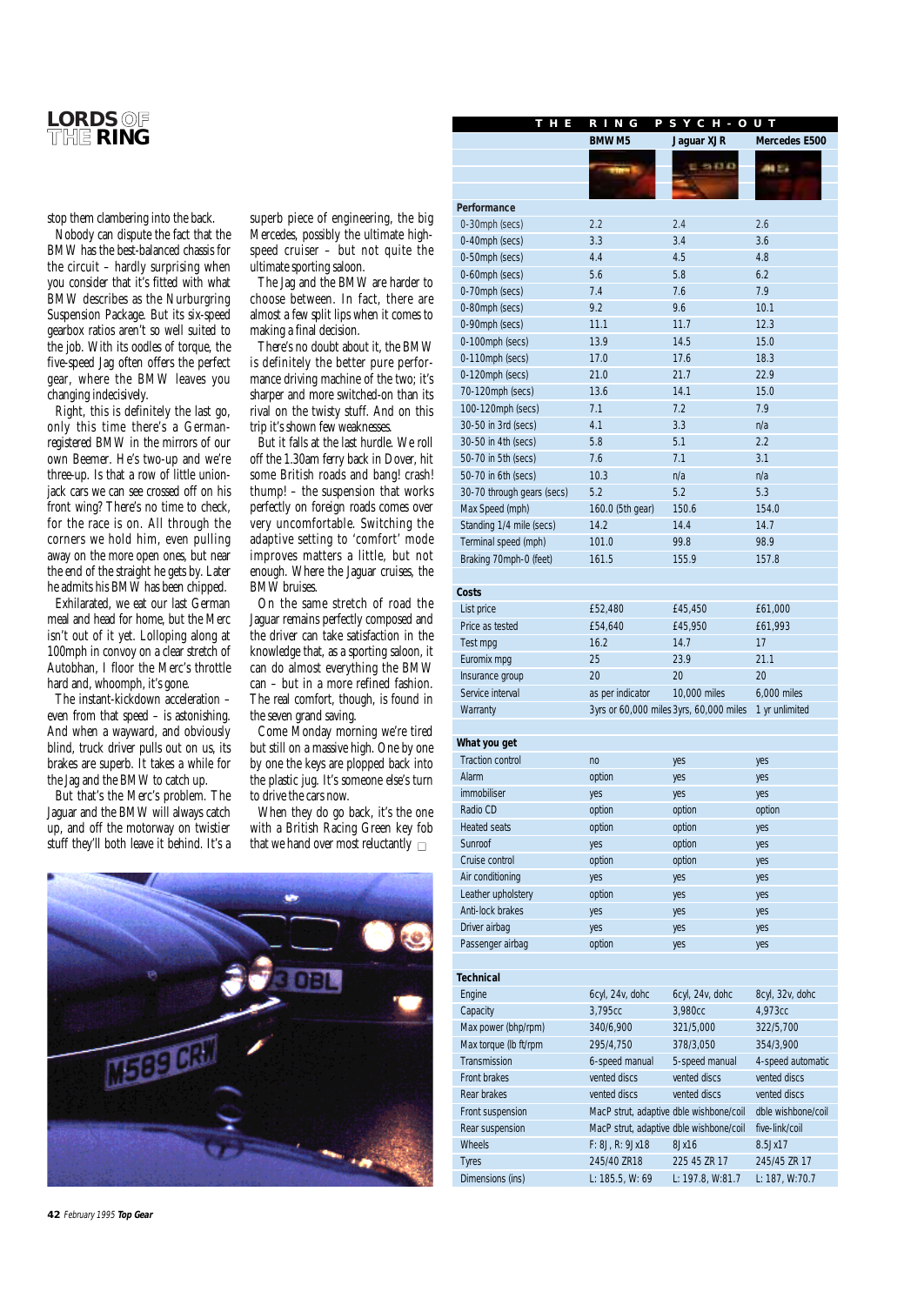# LORDS OF THE RING

stop them clambering into the back.

Nobody can dispute the fact that the BMW has the best-balanced chassis for the circuit – hardly surprising when you consider that it's fitted with what BMW describes as the Nurburgring Suspension Package. But its six-speed gearbox ratios aren't so well suited to the job. With its oodles of torque, the five-speed Jag often offers the perfect gear, where the BMW leaves you changing indecisively.

Right, this is definitely the last go, only this time there's a German-registered BMW in the mirrors of our own Beemer. He's two-up and we're three-up. Is that a row of little union-jack cars we can see crossed off on his front wing? There's no time to check, for the race is on. All through the corners we hold him, even pulling away on the more open ones, but near the end of the straight he gets by. Later he admits his BMW has been chipped.

Exhilarated, we eat our last German meal and head for home, but the Merc isn't out of it yet. Lolloping along at 100mph in convoy on a clear stretch of Autobhan, I floor the Merc's throttle hard and, whoomph, it's gone.

The instant-kickdown acceleration – even from that speed – is astonishing. And when a wayward, and obviously blind, truck driver pulls out on us, its brakes are superb. It takes a while for the Jag and the BMW to catch up.

But that's the Merc's problem. The Jaguar and the BMW will always catch up, and off the motorway on twistier stuff they'll both leave it behind. It's a superb piece of engineering, the big Mercedes, possibly the ultimate high-speed cruiser – but not quite the ultimate sporting saloon.

The Jag and the BMW are harder to choose between. In fact, there are almost a few split lips when it comes to making a final decision.

There's no doubt about it, the BMW is definitely the better pure performance driving machine of the two; it's sharper and more switched-on than its rival on the twisty stuff. And on this trip it's shown few weaknesses.

But it falls at the last hurdle. We roll off the 1.30am ferry back in Dover, hit some British roads and bang! crash! thump! – the suspension that works perfectly on foreign roads comes over very uncomfortable. Switching the adaptive setting to 'comfort' mode improves matters a little, but not enough. Where the Jaguar cruises, the BMW bruises.

On the same stretch of road the Jaguar remains perfectly composed and the driver can take satisfaction in the knowledge that, as a sporting saloon, it can do almost everything the BMW can – but in a more refined fashion. The real comfort, though, is found in the seven grand saving.

Come Monday morning we're tired but still on a massive high. One by one by one the keys are plopped back into the plastic jug. It's someone else's turn to drive the cars now.

When they do go back, it's the one with a British Racing Green key fob that we hand over most reluctantly □

## THE RING PSYCH-OUT

| | BMW M5 | Jaguar XJR | Mercedes E500 |
|---|---|---|---|
| **Performance** | | | |
| 0-30mph (secs) | 2.2 | 2.4 | 2.6 |
| 0-40mph (secs) | 3.3 | 3.4 | 3.6 |
| 0-50mph (secs) | 4.4 | 4.5 | 4.8 |
| 0-60mph (secs) | 5.6 | 5.8 | 6.2 |
| 0-70mph (secs) | 7.4 | 7.6 | 7.9 |
| 0-80mph (secs) | 9.2 | 9.6 | 10.1 |
| 0-90mph (secs) | 11.1 | 11.7 | 12.3 |
| 0-100mph (secs) | 13.9 | 14.5 | 15.0 |
| 0-110mph (secs) | 17.0 | 17.6 | 18.3 |
| 0-120mph (secs) | 21.0 | 21.7 | 22.9 |
| 70-120mph (secs) | 13.6 | 14.1 | 15.0 |
| 100-120mph (secs) | 7.1 | 7.2 | 7.9 |
| 30-50 in 3rd (secs) | 4.1 | 3.3 | n/a |
| 30-50 in 4th (secs) | 5.8 | 5.1 | 2.2 |
| 50-70 in 5th (secs) | 7.6 | 7.1 | 3.1 |
| 50-70 in 6th (secs) | 10.3 | n/a | n/a |
| 30-70 through gears (secs) | 5.2 | 5.2 | 5.3 |
| Max Speed (mph) | 160.0 (5th gear) | 150.6 | 154.0 |
| Standing 1/4 mile (secs) | 14.2 | 14.4 | 14.7 |
| Terminal speed (mph) | 101.0 | 99.8 | 98.9 |
| Braking 70mph-0 (feet) | 161.5 | 155.9 | 157.8 |
| **Costs** | | | |
| List price | £52,480 | £45,450 | £61,000 |
| Price as tested | £54,640 | £45,950 | £61,993 |
| Test mpg | 16.2 | 14.7 | 17 |
| Euromix mpg | 25 | 23.9 | 21.1 |
| Insurance group | 20 | 20 | 20 |
| Service interval | as per indicator | 10,000 miles | 6,000 miles |
| Warranty | 3yrs or 60,000 miles | 3yrs, 60,000 miles | 1 yr unlimited |
| **What you get** | | | |
| Traction control | no | yes | yes |
| Alarm | option | yes | yes |
| immobiliser | yes | yes | yes |
| Radio CD | option | option | option |
| Heated seats | option | option | yes |
| Sunroof | yes | option | yes |
| Cruise control | option | option | yes |
| Air conditioning | yes | yes | yes |
| Leather upholstery | option | yes | yes |
| Anti-lock brakes | yes | yes | yes |
| Driver airbag | yes | yes | yes |
| Passenger airbag | option | yes | yes |
| **Technical** | | | |
| Engine | 6cyl, 24v, dohc | 6cyl, 24v, dohc | 8cyl, 32v, dohc |
| Capacity | 3,795cc | 3,980cc | 4,973cc |
| Max power (bhp/rpm) | 340/6,900 | 321/5,000 | 322/5,700 |
| Max torque (lb ft/rpm | 295/4,750 | 378/3,050 | 354/3,900 |
| Transmission | 6-speed manual | 5-speed manual | 4-speed automatic |
| Front brakes | vented discs | vented discs | vented discs |
| Rear brakes | vented discs | vented discs | vented discs |
| Front suspension | MacP strut, adaptive | dble wishbone/coil | dble wishbone/coil |
| Rear suspension | MacP strut, adaptive | dble wishbone/coil | five-link/coil |
| Wheels | F: 8J, R: 9Jx18 | 8Jx16 | 8.5Jx17 |
| Tyres | 245/40 ZR18 | 225 45 ZR 17 | 245/45 ZR 17 |
| Dimensions (ins) | L: 185.5, W: 69 | L: 197.8, W:81.7 | L: 187, W:70.7 |